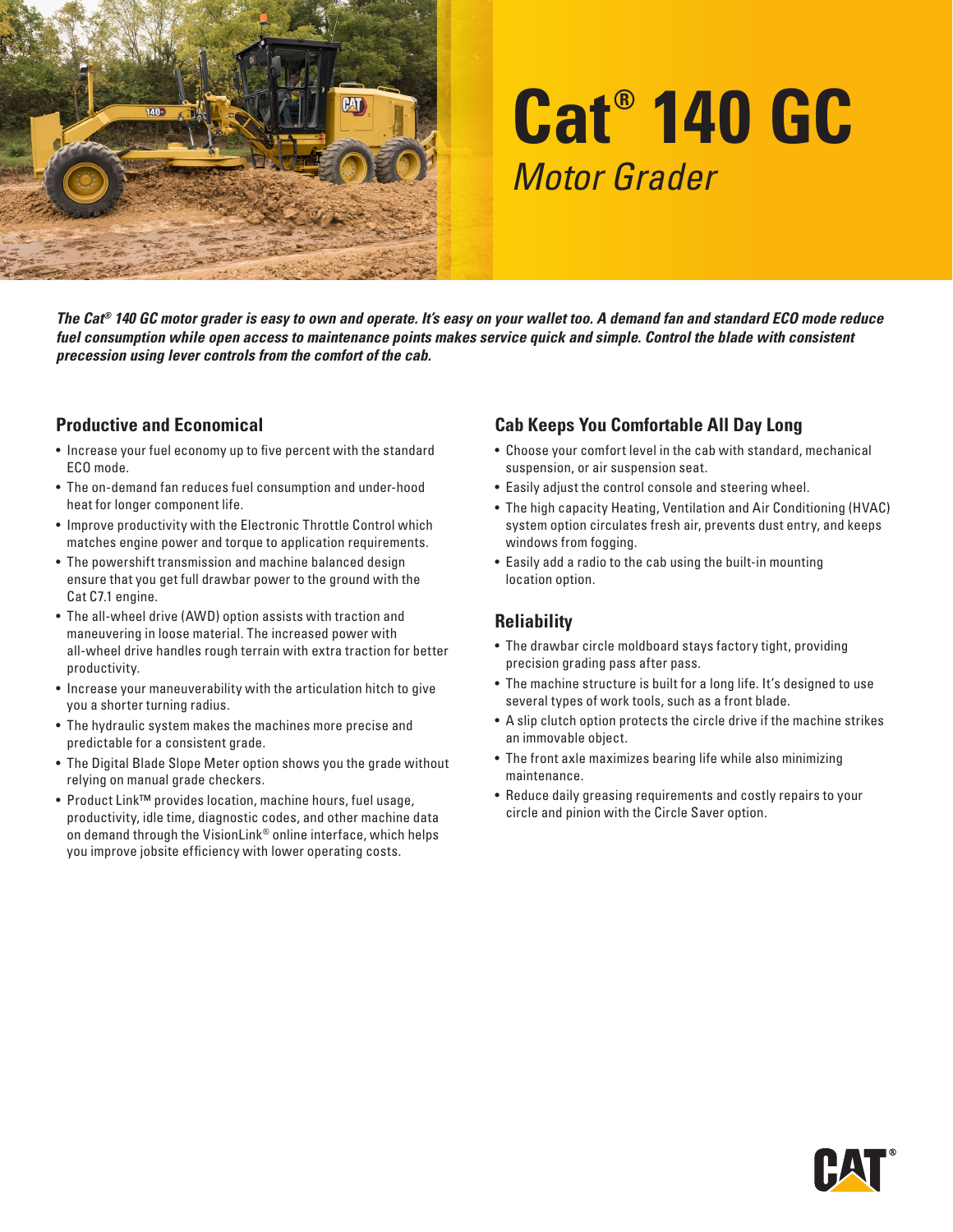# Cat® 140 GC

*Motor Grader*

***The Cat® 140 GC motor grader is easy to own and operate. It's easy on your wallet too. A demand fan and standard ECO mode reduce fuel consumption while open access to maintenance points makes service quick and simple. Control the blade with consistent precession using lever controls from the comfort of the cab.***

## Productive and Economical

- Increase your fuel economy up to five percent with the standard ECO mode.
- The on-demand fan reduces fuel consumption and under-hood heat for longer component life.
- Improve productivity with the Electronic Throttle Control which matches engine power and torque to application requirements.
- The powershift transmission and machine balanced design ensure that you get full drawbar power to the ground with the Cat C7.1 engine.
- The all-wheel drive (AWD) option assists with traction and maneuvering in loose material. The increased power with all-wheel drive handles rough terrain with extra traction for better productivity.
- Increase your maneuverability with the articulation hitch to give you a shorter turning radius.
- The hydraulic system makes the machines more precise and predictable for a consistent grade.
- The Digital Blade Slope Meter option shows you the grade without relying on manual grade checkers.
- Product Link™ provides location, machine hours, fuel usage, productivity, idle time, diagnostic codes, and other machine data on demand through the VisionLink® online interface, which helps you improve jobsite efficiency with lower operating costs.

## Cab Keeps You Comfortable All Day Long

- Choose your comfort level in the cab with standard, mechanical suspension, or air suspension seat.
- Easily adjust the control console and steering wheel.
- The high capacity Heating, Ventilation and Air Conditioning (HVAC) system option circulates fresh air, prevents dust entry, and keeps windows from fogging.
- Easily add a radio to the cab using the built-in mounting location option.

## Reliability

- The drawbar circle moldboard stays factory tight, providing precision grading pass after pass.
- The machine structure is built for a long life. It's designed to use several types of work tools, such as a front blade.
- A slip clutch option protects the circle drive if the machine strikes an immovable object.
- The front axle maximizes bearing life while also minimizing maintenance.
- Reduce daily greasing requirements and costly repairs to your circle and pinion with the Circle Saver option.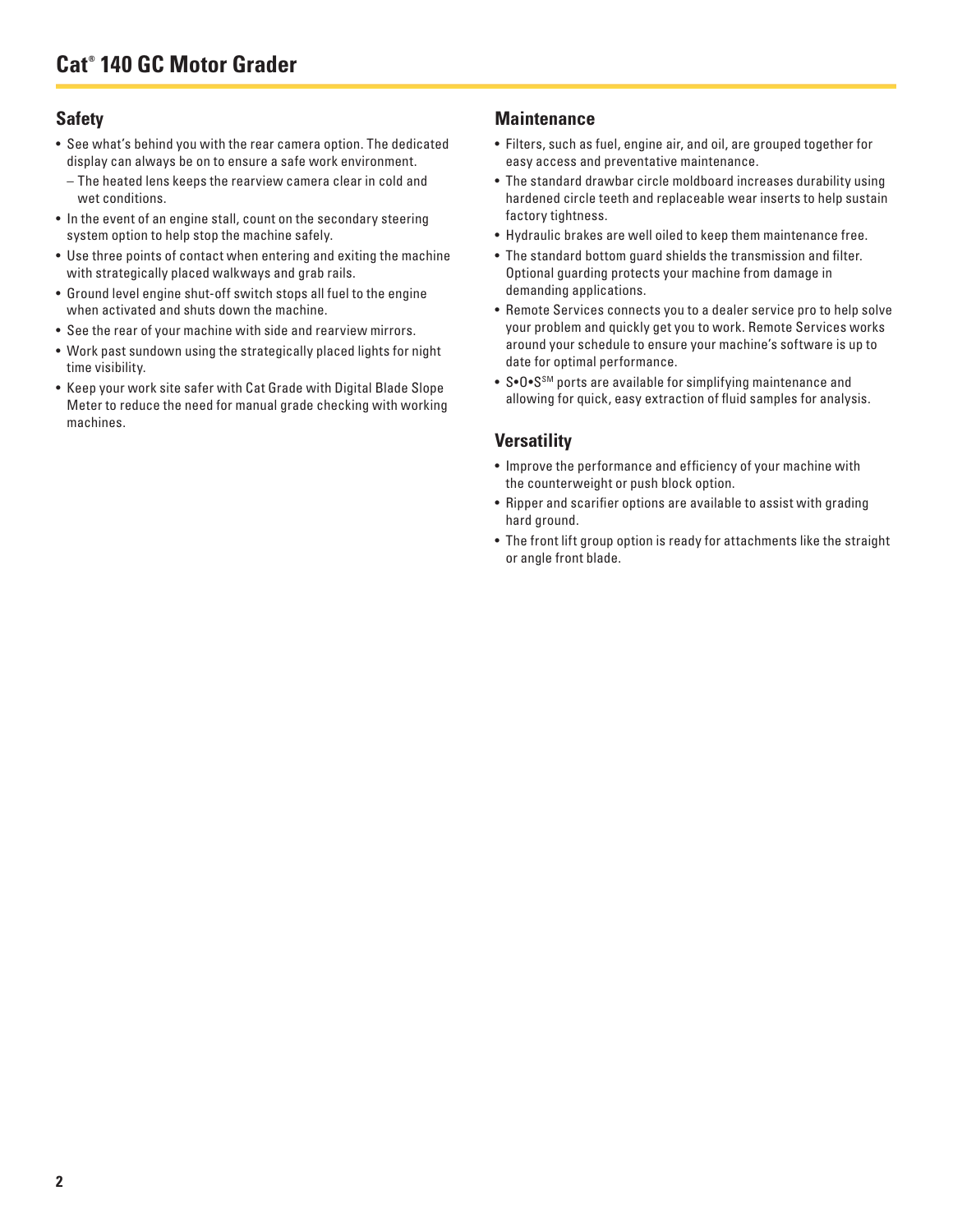# Cat® 140 GC Motor Grader

## Safety

- See what's behind you with the rear camera option. The dedicated display can always be on to ensure a safe work environment.
  - The heated lens keeps the rearview camera clear in cold and wet conditions.
- In the event of an engine stall, count on the secondary steering system option to help stop the machine safely.
- Use three points of contact when entering and exiting the machine with strategically placed walkways and grab rails.
- Ground level engine shut-off switch stops all fuel to the engine when activated and shuts down the machine.
- See the rear of your machine with side and rearview mirrors.
- Work past sundown using the strategically placed lights for night time visibility.
- Keep your work site safer with Cat Grade with Digital Blade Slope Meter to reduce the need for manual grade checking with working machines.

## Maintenance

- Filters, such as fuel, engine air, and oil, are grouped together for easy access and preventative maintenance.
- The standard drawbar circle moldboard increases durability using hardened circle teeth and replaceable wear inserts to help sustain factory tightness.
- Hydraulic brakes are well oiled to keep them maintenance free.
- The standard bottom guard shields the transmission and filter. Optional guarding protects your machine from damage in demanding applications.
- Remote Services connects you to a dealer service pro to help solve your problem and quickly get you to work. Remote Services works around your schedule to ensure your machine's software is up to date for optimal performance.
- S•O•S℠ ports are available for simplifying maintenance and allowing for quick, easy extraction of fluid samples for analysis.

## Versatility

- Improve the performance and efficiency of your machine with the counterweight or push block option.
- Ripper and scarifier options are available to assist with grading hard ground.
- The front lift group option is ready for attachments like the straight or angle front blade.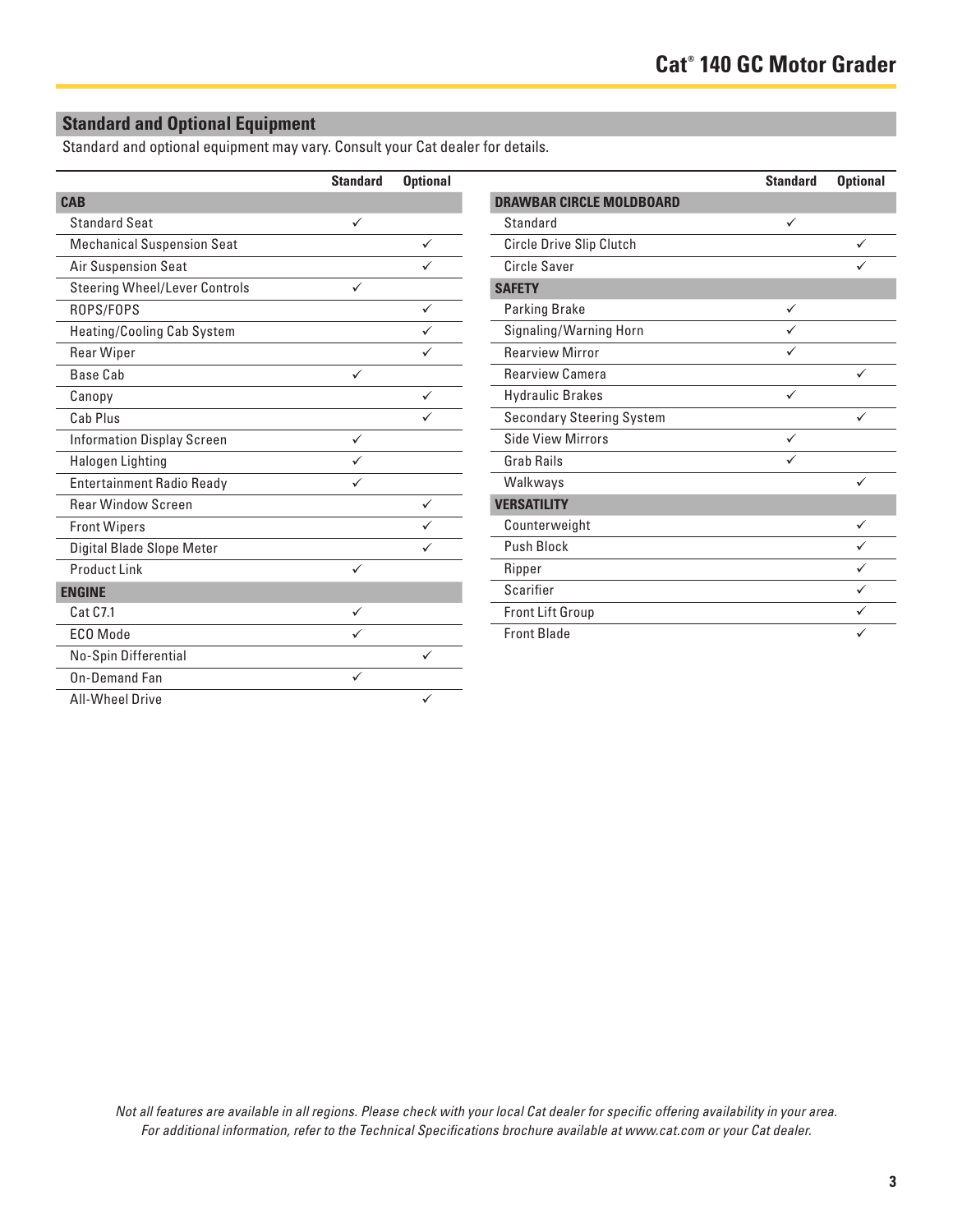## Standard and Optional Equipment

Standard and optional equipment may vary. Consult your Cat dealer for details.

| | Standard | Optional |
|---|---|---|
| **CAB** | | |
| Standard Seat | ✓ | |
| Mechanical Suspension Seat | | ✓ |
| Air Suspension Seat | | ✓ |
| Steering Wheel/Lever Controls | ✓ | |
| ROPS/FOPS | | ✓ |
| Heating/Cooling Cab System | | ✓ |
| Rear Wiper | | ✓ |
| Base Cab | ✓ | |
| Canopy | | ✓ |
| Cab Plus | | ✓ |
| Information Display Screen | ✓ | |
| Halogen Lighting | ✓ | |
| Entertainment Radio Ready | ✓ | |
| Rear Window Screen | | ✓ |
| Front Wipers | | ✓ |
| Digital Blade Slope Meter | | ✓ |
| Product Link | ✓ | |
| **ENGINE** | | |
| Cat C7.1 | ✓ | |
| ECO Mode | ✓ | |
| No-Spin Differential | | ✓ |
| On-Demand Fan | ✓ | |
| All-Wheel Drive | | ✓ |

| | Standard | Optional |
|---|---|---|
| **DRAWBAR CIRCLE MOLDBOARD** | | |
| Standard | ✓ | |
| Circle Drive Slip Clutch | | ✓ |
| Circle Saver | | ✓ |
| **SAFETY** | | |
| Parking Brake | ✓ | |
| Signaling/Warning Horn | ✓ | |
| Rearview Mirror | ✓ | |
| Rearview Camera | | ✓ |
| Hydraulic Brakes | ✓ | |
| Secondary Steering System | | ✓ |
| Side View Mirrors | ✓ | |
| Grab Rails | ✓ | |
| Walkways | | ✓ |
| **VERSATILITY** | | |
| Counterweight | | ✓ |
| Push Block | | ✓ |
| Ripper | | ✓ |
| Scarifier | | ✓ |
| Front Lift Group | | ✓ |
| Front Blade | | ✓ |

*Not all features are available in all regions. Please check with your local Cat dealer for specific offering availability in your area. For additional information, refer to the Technical Specifications brochure available at www.cat.com or your Cat dealer.*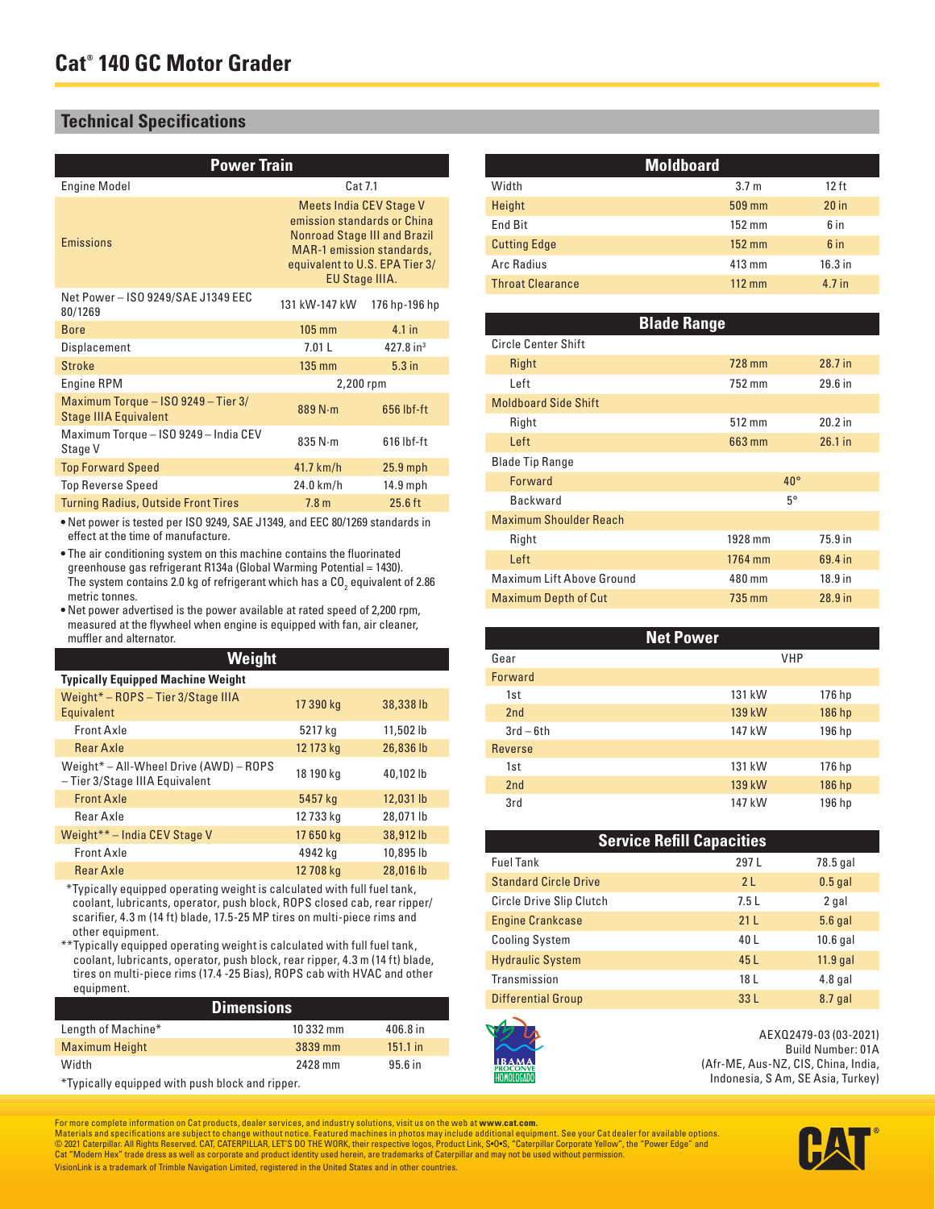# Cat® 140 GC Motor Grader

## Technical Specifications

| Power Train | | |
|---|---|---|
| Engine Model | Cat 7.1 | |
| Emissions | Meets India CEV Stage V emission standards or China Nonroad Stage III and Brazil MAR-1 emission standards, equivalent to U.S. EPA Tier 3/ EU Stage IIIA. | |
| Net Power – ISO 9249/SAE J1349 EEC 80/1269 | 131 kW-147 kW | 176 hp-196 hp |
| Bore | 105 mm | 4.1 in |
| Displacement | 7.01 L | 427.8 in³ |
| Stroke | 135 mm | 5.3 in |
| Engine RPM | 2,200 rpm | |
| Maximum Torque – ISO 9249 – Tier 3/ Stage IIIA Equivalent | 889 N·m | 656 lbf-ft |
| Maximum Torque – ISO 9249 – India CEV Stage V | 835 N·m | 616 lbf-ft |
| Top Forward Speed | 41.7 km/h | 25.9 mph |
| Top Reverse Speed | 24.0 km/h | 14.9 mph |
| Turning Radius, Outside Front Tires | 7.8 m | 25.6 ft |

- Net power is tested per ISO 9249, SAE J1349, and EEC 80/1269 standards in effect at the time of manufacture.
- The air conditioning system on this machine contains the fluorinated greenhouse gas refrigerant R134a (Global Warming Potential = 1430). The system contains 2.0 kg of refrigerant which has a $CO_2$ equivalent of 2.86 metric tonnes.
- Net power advertised is the power available at rated speed of 2,200 rpm, measured at the flywheel when engine is equipped with fan, air cleaner, muffler and alternator.

| Weight | | |
|---|---|---|
| **Typically Equipped Machine Weight** | | |
| Weight* – ROPS – Tier 3/Stage IIIA Equivalent | 17 390 kg | 38,338 lb |
| Front Axle | 5217 kg | 11,502 lb |
| Rear Axle | 12 173 kg | 26,836 lb |
| Weight* – All-Wheel Drive (AWD) – ROPS – Tier 3/Stage IIIA Equivalent | 18 190 kg | 40,102 lb |
| Front Axle | 5457 kg | 12,031 lb |
| Rear Axle | 12 733 kg | 28,071 lb |
| Weight** – India CEV Stage V | 17 650 kg | 38,912 lb |
| Front Axle | 4942 kg | 10,895 lb |
| Rear Axle | 12 708 kg | 28,016 lb |

*Typically equipped operating weight is calculated with full fuel tank, coolant, lubricants, operator, push block, ROPS closed cab, rear ripper/ scarifier, 4.3 m (14 ft) blade, 17.5-25 MP tires on multi-piece rims and other equipment.

**Typically equipped operating weight is calculated with full fuel tank, coolant, lubricants, operator, push block, rear ripper, 4.3 m (14 ft) blade, tires on multi-piece rims (17.4 -25 Bias), ROPS cab with HVAC and other equipment.

| Dimensions | | |
|---|---|---|
| Length of Machine* | 10 332 mm | 406.8 in |
| Maximum Height | 3839 mm | 151.1 in |
| Width | 2428 mm | 95.6 in |

*Typically equipped with push block and ripper.

| Moldboard | | |
|---|---|---|
| Width | 3.7 m | 12 ft |
| Height | 509 mm | 20 in |
| End Bit | 152 mm | 6 in |
| Cutting Edge | 152 mm | 6 in |
| Arc Radius | 413 mm | 16.3 in |
| Throat Clearance | 112 mm | 4.7 in |

| Blade Range | | |
|---|---|---|
| Circle Center Shift | | |
| Right | 728 mm | 28.7 in |
| Left | 752 mm | 29.6 in |
| Moldboard Side Shift | | |
| Right | 512 mm | 20.2 in |
| Left | 663 mm | 26.1 in |
| Blade Tip Range | | |
| Forward | 40° | |
| Backward | 5° | |
| Maximum Shoulder Reach | | |
| Right | 1928 mm | 75.9 in |
| Left | 1764 mm | 69.4 in |
| Maximum Lift Above Ground | 480 mm | 18.9 in |
| Maximum Depth of Cut | 735 mm | 28.9 in |

| Net Power | | |
|---|---|---|
| Gear | VHP | |
| Forward | | |
| 1st | 131 kW | 176 hp |
| 2nd | 139 kW | 186 hp |
| 3rd – 6th | 147 kW | 196 hp |
| Reverse | | |
| 1st | 131 kW | 176 hp |
| 2nd | 139 kW | 186 hp |
| 3rd | 147 kW | 196 hp |

| Service Refill Capacities | | |
|---|---|---|
| Fuel Tank | 297 L | 78.5 gal |
| Standard Circle Drive | 2 L | 0.5 gal |
| Circle Drive Slip Clutch | 7.5 L | 2 gal |
| Engine Crankcase | 21 L | 5.6 gal |
| Cooling System | 40 L | 10.6 gal |
| Hydraulic System | 45 L | 11.9 gal |
| Transmission | 18 L | 4.8 gal |
| Differential Group | 33 L | 8.7 gal |

IBAMA PROCONVE HOMOLOGADO

AEXQ2479-03 (03-2021)
Build Number: 01A
(Afr-ME, Aus-NZ, CIS, China, India, Indonesia, S Am, SE Asia, Turkey)

For more complete information on Cat products, dealer services, and industry solutions, visit us on the web at **www.cat.com**.
Materials and specifications are subject to change without notice. Featured machines in photos may include additional equipment. See your Cat dealer for available options.
© 2021 Caterpillar. All Rights Reserved. CAT, CATERPILLAR, LET'S DO THE WORK, their respective logos, Product Link, S•O•S, "Caterpillar Corporate Yellow", the "Power Edge" and Cat "Modern Hex" trade dress as well as corporate and product identity used herein, are trademarks of Caterpillar and may not be used without permission.
VisionLink is a trademark of Trimble Navigation Limited, registered in the United States and in other countries.